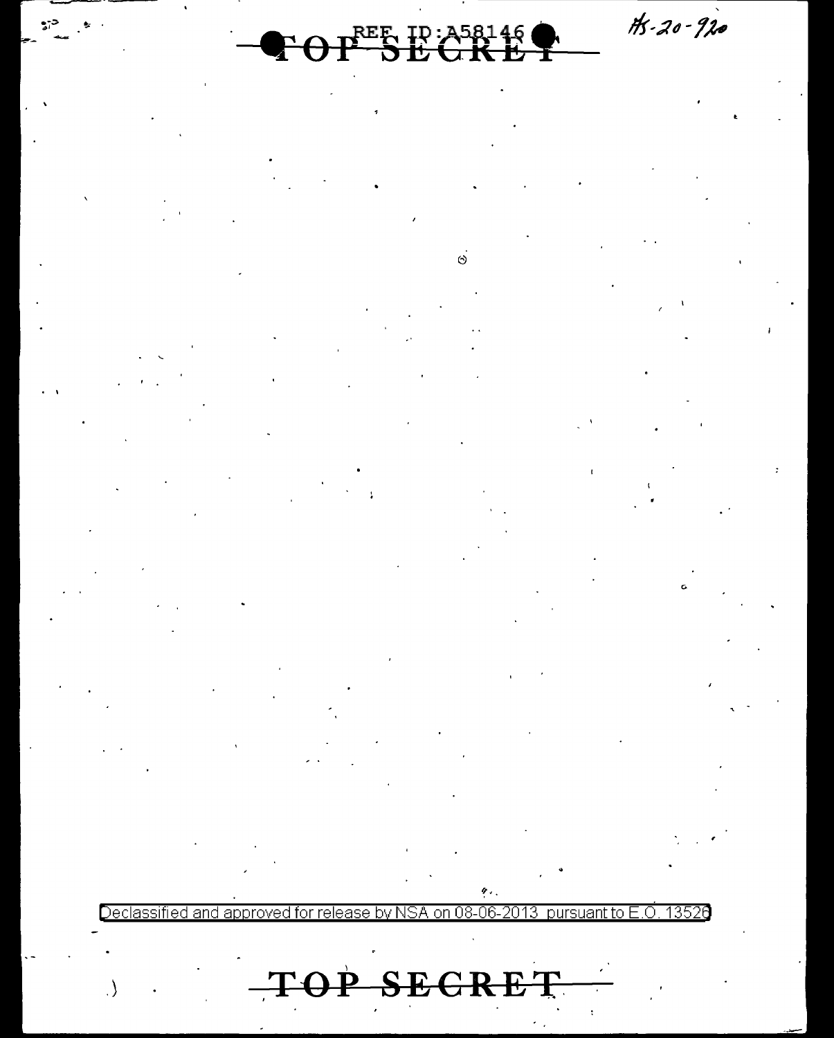REF ID:A58146

TOP SECRET

HS-20-920

Declassified and approved for release by NSA on 08-06-2013 pursuant to E.O. 13526

TOP SECRET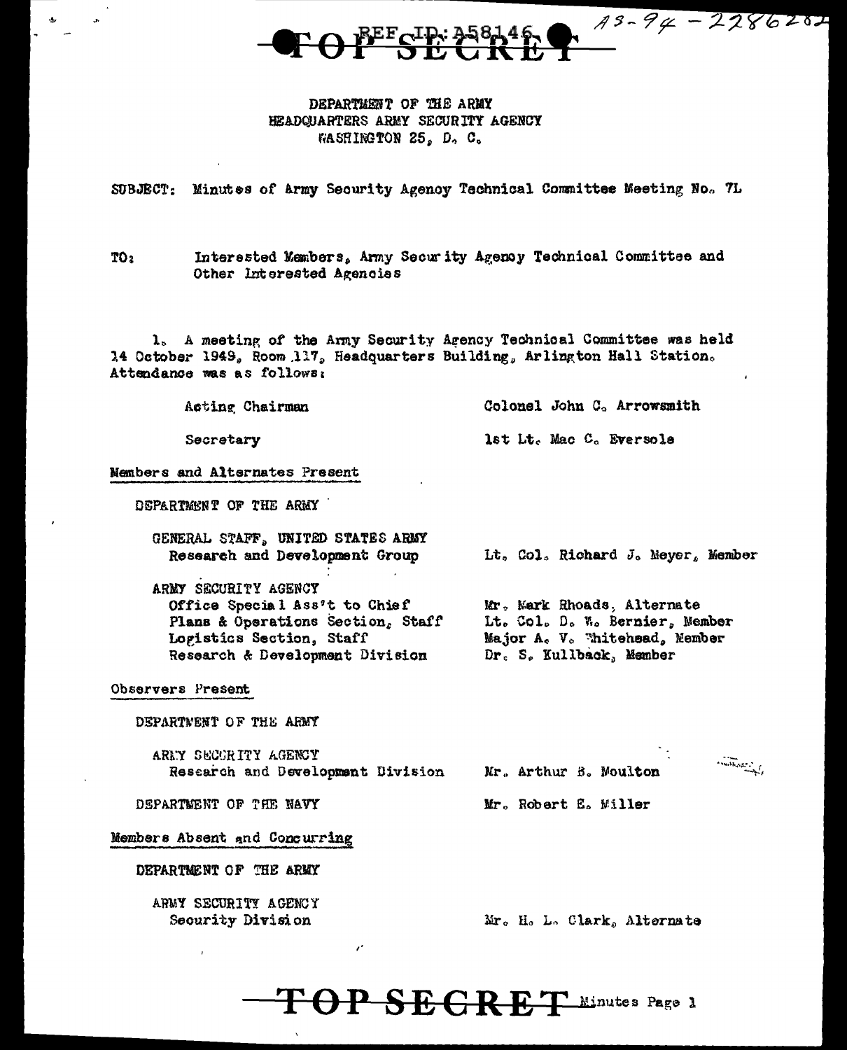TOP SECRET

REF ID: A58146 — 13-94-2286282

DEPARTMENT OF THE ARMY
HEADQUARTERS ARMY SECURITY AGENCY
WASHINGTON 25, D. C.

SUBJECT: Minutes of Army Security Agency Technical Committee Meeting No. 7L

TO: Interested Members, Army Security Agency Technical Committee and Other Interested Agencies

1. A meeting of the Army Security Agency Technical Committee was held 14 October 1949, Room 117, Headquarters Building, Arlington Hall Station. Attendance was as follows:

Acting Chairman — Colonel John C. Arrowsmith

Secretary — 1st Lt. Mac C. Eversole

Members and Alternates Present

DEPARTMENT OF THE ARMY

GENERAL STAFF, UNITED STATES ARMY
Research and Development Group — Lt. Col. Richard J. Meyer, Member

ARMY SECURITY AGENCY
Office Special Ass't to Chief — Mr. Mark Rhoads, Alternate
Plans & Operations Section, Staff — Lt. Col. D. W. Bernier, Member
Logistics Section, Staff — Major A. V. Whitehead, Member
Research & Development Division — Dr. S. Kullback, Member

Observers Present

DEPARTMENT OF THE ARMY

ARMY SECURITY AGENCY
Research and Development Division — Mr. Arthur B. Moulton

DEPARTMENT OF THE NAVY — Mr. Robert E. Miller

Members Absent and Concurring

DEPARTMENT OF THE ARMY

ARMY SECURITY AGENCY
Security Division — Mr. H. L. Clark, Alternate

TOP SECRET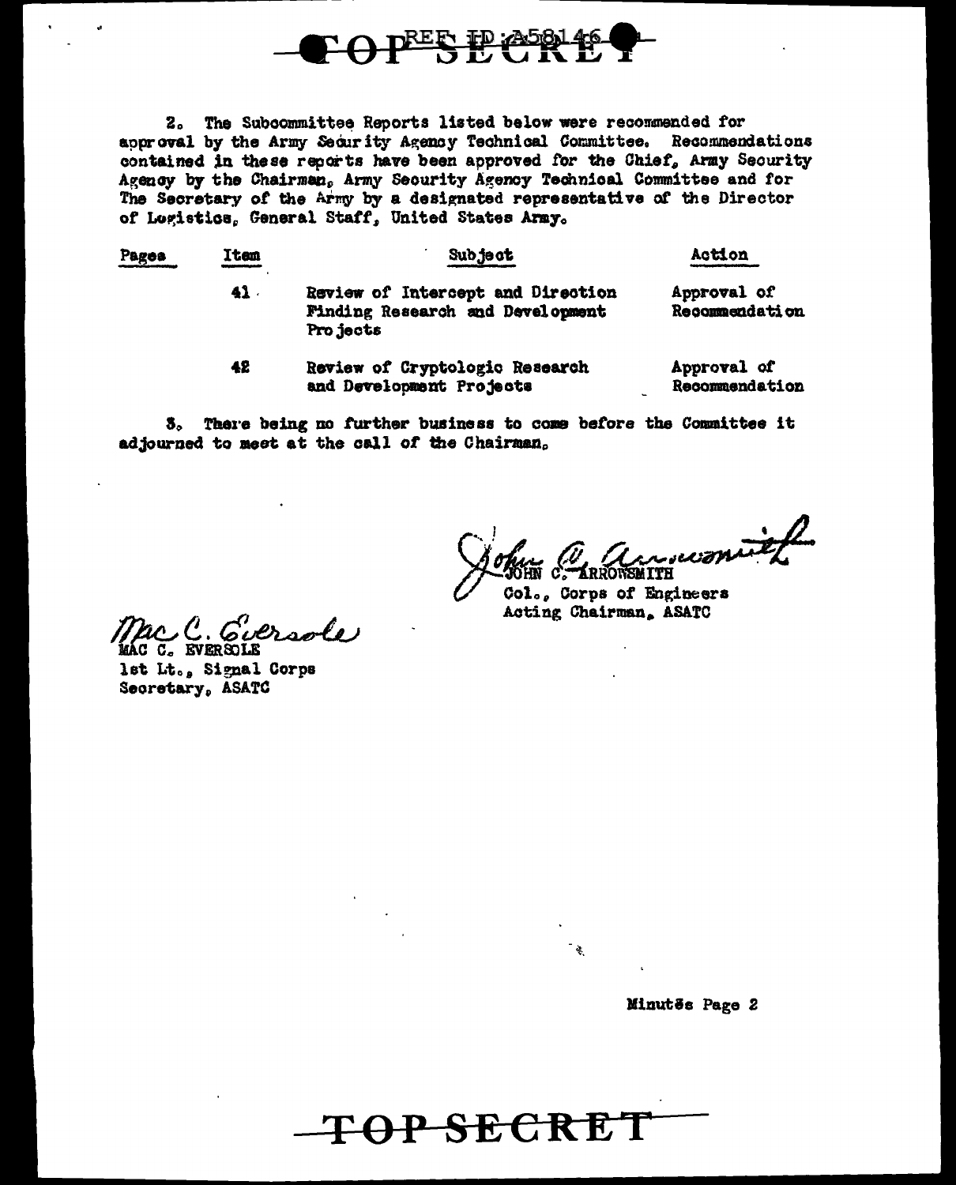TOP SECRET

REF ID:A58146

2. The Subcommittee Reports listed below were recommended for approval by the Army Security Agency Technical Committee. Recommendations contained in these reports have been approved for the Chief, Army Security Agency by the Chairman, Army Security Agency Technical Committee and for The Secretary of the Army by a designated representative of the Director of Logistics, General Staff, United States Army.

| Pages | Item | Subject | Action |
|---|---|---|---|
| | 41 | Review of Intercept and Direction Finding Research and Development Projects | Approval of Recommendation |
| | 42 | Review of Cryptologic Research and Development Projects | Approval of Recommendation |

3. There being no further business to come before the Committee it adjourned to meet at the call of the Chairman.

JOHN C. ARROWSMITH
Col., Corps of Engineers
Acting Chairman, ASATC

MAC C. EVERSOLE
1st Lt., Signal Corps
Secretary, ASATC

Minutes Page 2

TOP SECRET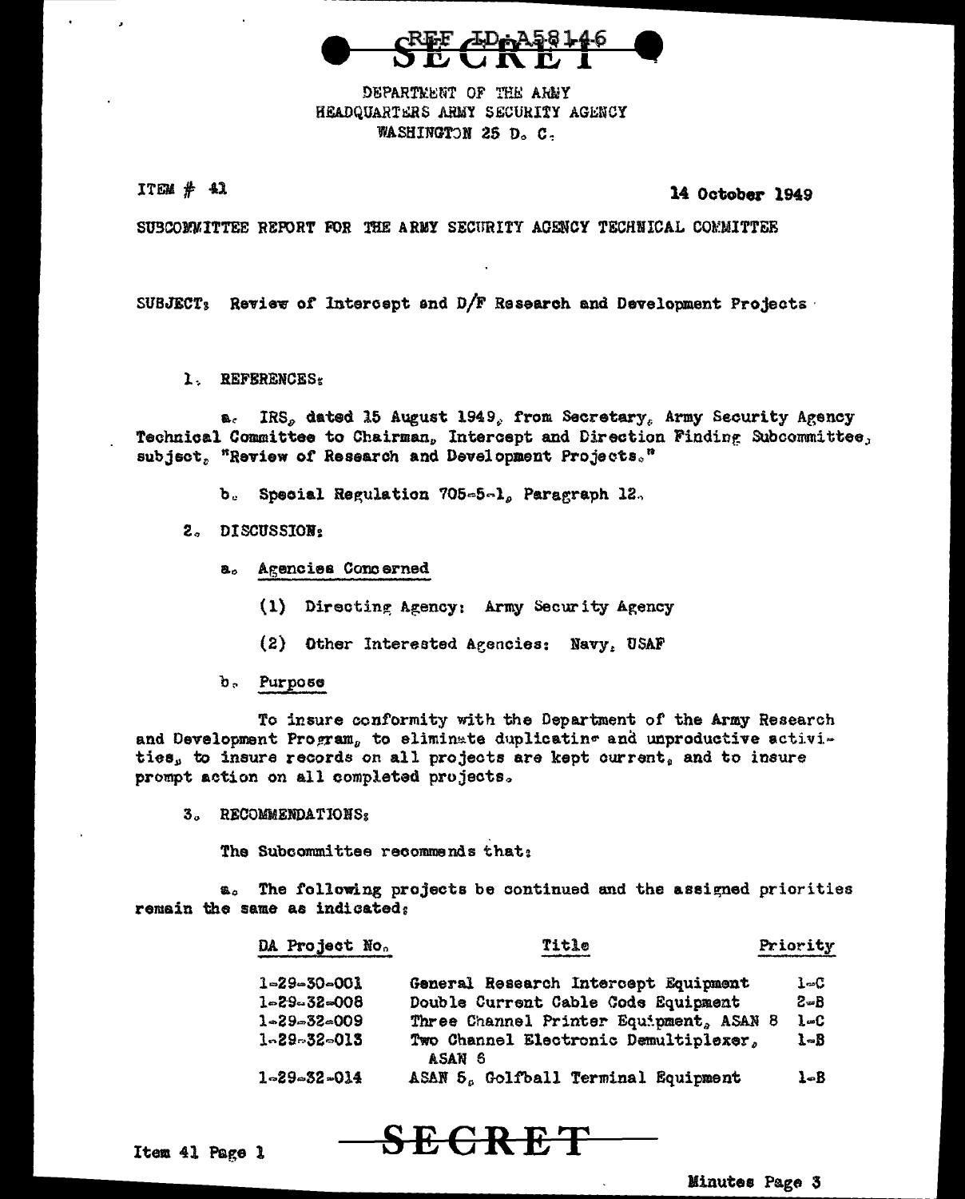REF ID:A58146

SECRET

DEPARTMENT OF THE ARMY
HEADQUARTERS ARMY SECURITY AGENCY
WASHINGTON 25 D. C.

ITEM # 41

14 October 1949

SUBCOMMITTEE REPORT FOR THE ARMY SECURITY AGENCY TECHNICAL COMMITTEE

SUBJECT: Review of Intercept and D/F Research and Development Projects

1. REFERENCES:

a. IRS, dated 15 August 1949, from Secretary, Army Security Agency Technical Committee to Chairman, Intercept and Direction Finding Subcommittee, subject, "Review of Research and Development Projects."

b. Special Regulation 705-5-1, Paragraph 12.

2. DISCUSSION:

a. Agencies Concerned

(1) Directing Agency: Army Security Agency

(2) Other Interested Agencies: Navy, USAF

b. Purpose

To insure conformity with the Department of the Army Research and Development Program, to eliminate duplicating and unproductive activities, to insure records on all projects are kept current, and to insure prompt action on all completed projects.

3. RECOMMENDATIONS:

The Subcommittee recommends that:

a. The following projects be continued and the assigned priorities remain the same as indicated:

| DA Project No. | Title | Priority |
|---|---|---|
| 1-29-30-001 | General Research Intercept Equipment | 1-C |
| 1-29-32-008 | Double Current Cable Code Equipment | 2-B |
| 1-29-32-009 | Three Channel Printer Equipment, ASAN 8 | 1-C |
| 1-29-32-013 | Two Channel Electronic Demultiplexer, ASAN 6 | 1-B |
| 1-29-32-014 | ASAN 5, Golfball Terminal Equipment | 1-B |

Item 41 Page 1

SECRET

Minutes Page 3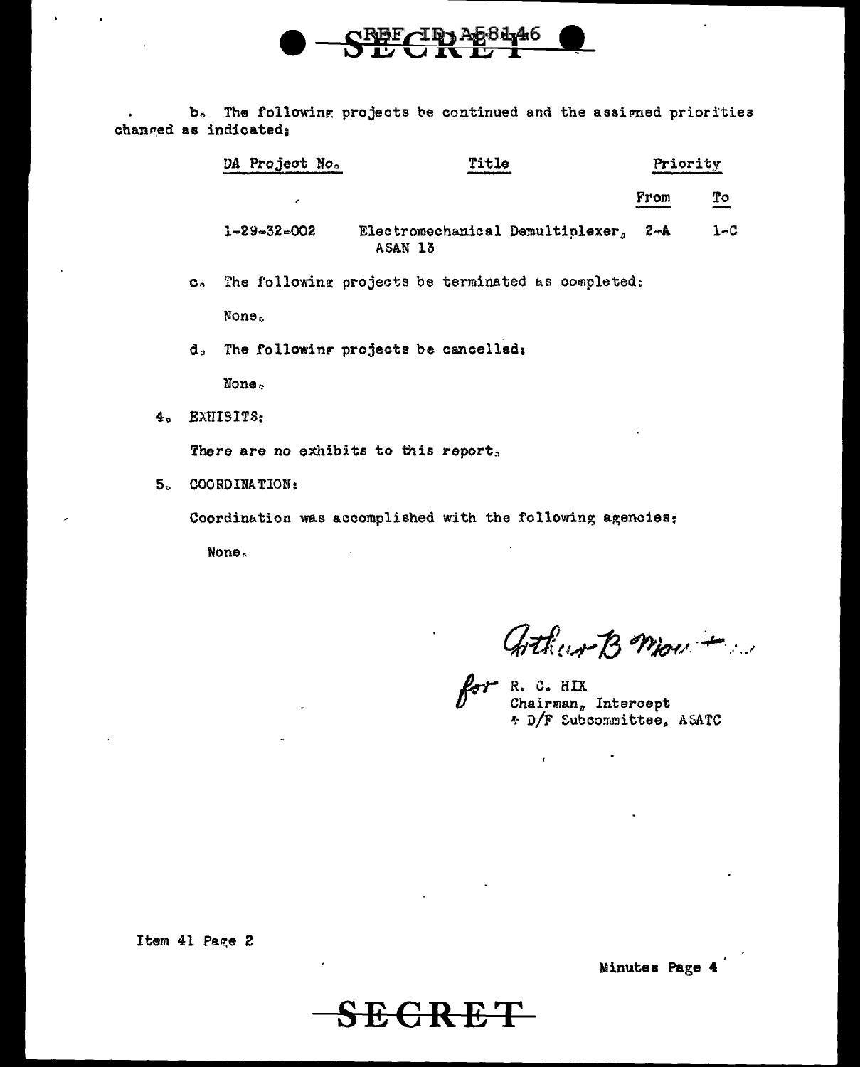b. The following projects be continued and the assigned priorities changed as indicated:

| DA Project No. | Title | Priority | |
|---|---|---|---|
| | | From | To |
| 1-29-32-002 | Electromechanical Demultiplexer, ASAN 13 | 2-A | 1-C |

c. The following projects be terminated as completed:

None.

d. The following projects be cancelled:

None.

4. EXHIBITS:

There are no exhibits to this report.

5. COORDINATION:

Coordination was accomplished with the following agencies:

None.

Arthur B Mou...

for R. C. HIX
Chairman, Intercept
& D/F Subcommittee, ASATC

Item 41 Page 2

Minutes Page 4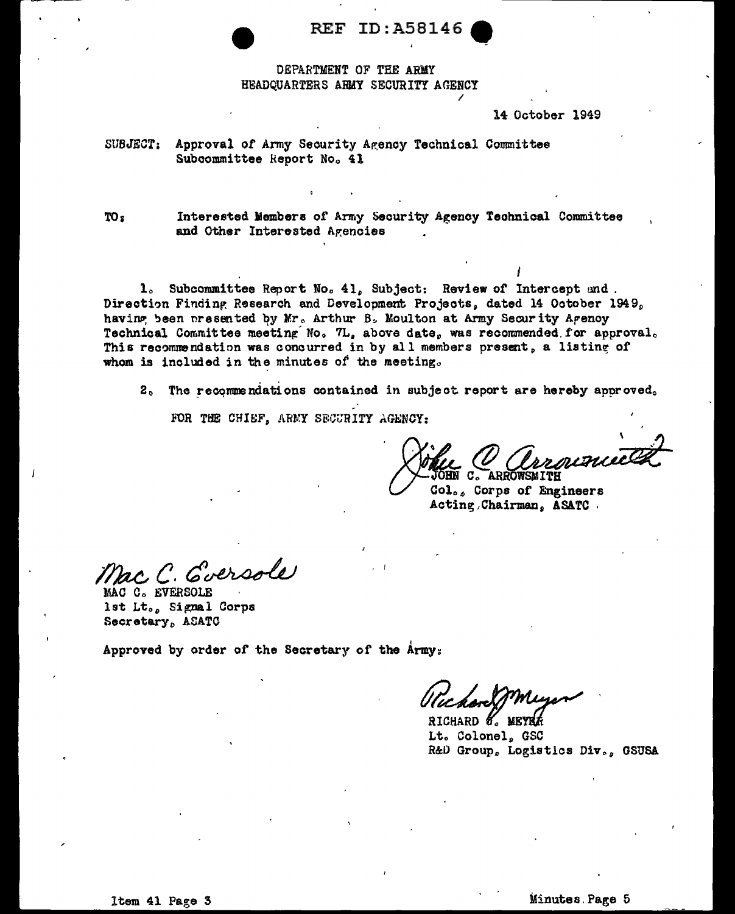DEPARTMENT OF THE ARMY
HEADQUARTERS ARMY SECURITY AGENCY

14 October 1949

SUBJECT: Approval of Army Security Agency Technical Committee Subcommittee Report No. 41

TO: Interested Members of Army Security Agency Technical Committee and Other Interested Agencies

1. Subcommittee Report No. 41, Subject: Review of Intercept and Direction Finding Research and Development Projects, dated 14 October 1949, having been presented by Mr. Arthur B. Moulton at Army Security Agency Technical Committee meeting No. 7L, above date, was recommended for approval. This recommendation was concurred in by all members present, a listing of whom is included in the minutes of the meeting.

2. The recommendations contained in subject report are hereby approved.

FOR THE CHIEF, ARMY SECURITY AGENCY:

*John C. Arrowsmith*
JOHN C. ARROWSMITH
Col., Corps of Engineers
Acting Chairman, ASATC

*Mac C. Eversole*
MAC C. EVERSOLE
1st Lt., Signal Corps
Secretary, ASATC

Approved by order of the Secretary of the Army:

*Richard G. Meyer*
RICHARD G. MEYER
Lt. Colonel, GSC
R&D Group, Logistics Div., GSUSA

Item 41 Page 3

Minutes Page 5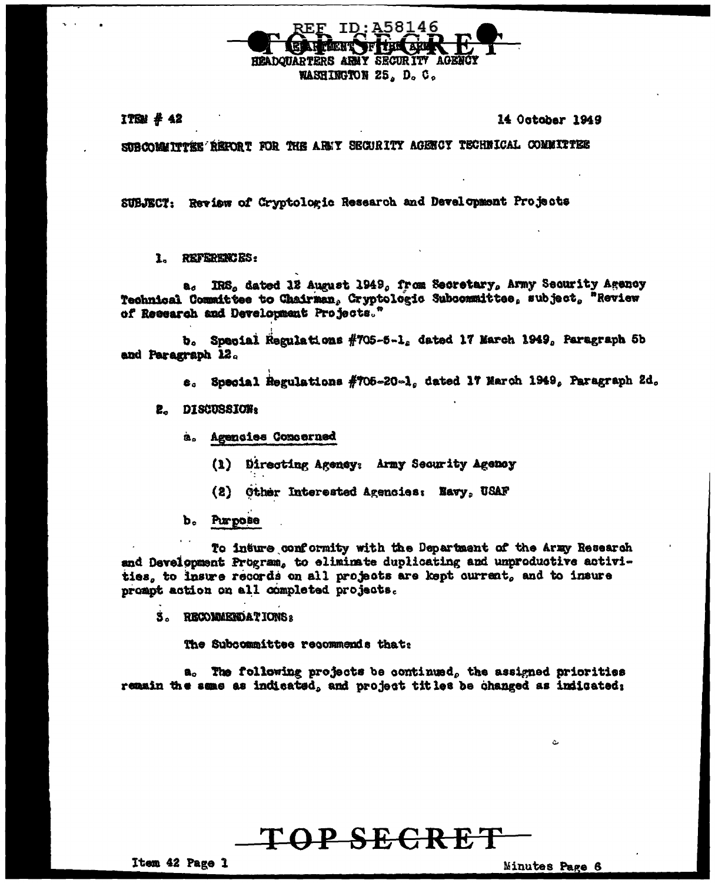REF ID:A58146

TOP SECRET

DEPARTMENT OF THE ARMY
HEADQUARTERS ARMY SECURITY AGENCY
WASHINGTON 25, D. C.

ITEM # 42 — 14 October 1949

SUBCOMMITTEE REPORT FOR THE ARMY SECURITY AGENCY TECHNICAL COMMITTEE

SUBJECT: Review of Cryptologic Research and Development Projects

1. REFERENCES:

a. IRS, dated 12 August 1949, from Secretary, Army Security Agency Technical Committee to Chairman, Cryptologic Subcommittee, subject, "Review of Research and Development Projects."

b. Special Regulations #705-5-1, dated 17 March 1949, Paragraph 5b and Paragraph 12.

c. Special Regulations #705-20-1, dated 17 March 1949, Paragraph 2d.

2. DISCUSSION:

a. Agencies Concerned

(1) Directing Agency: Army Security Agency

(2) Other Interested Agencies: Navy, USAF

b. Purpose

To insure conformity with the Department of the Army Research and Development Program, to eliminate duplicating and unproductive activities, to insure records on all projects are kept current, and to insure prompt action on all completed projects.

3. RECOMMENDATIONS:

The Subcommittee recommends that:

a. The following projects be continued, the assigned priorities remain the same as indicated, and project titles be changed as indicated:

TOP SECRET

Item 42 Page 1 — Minutes Page 6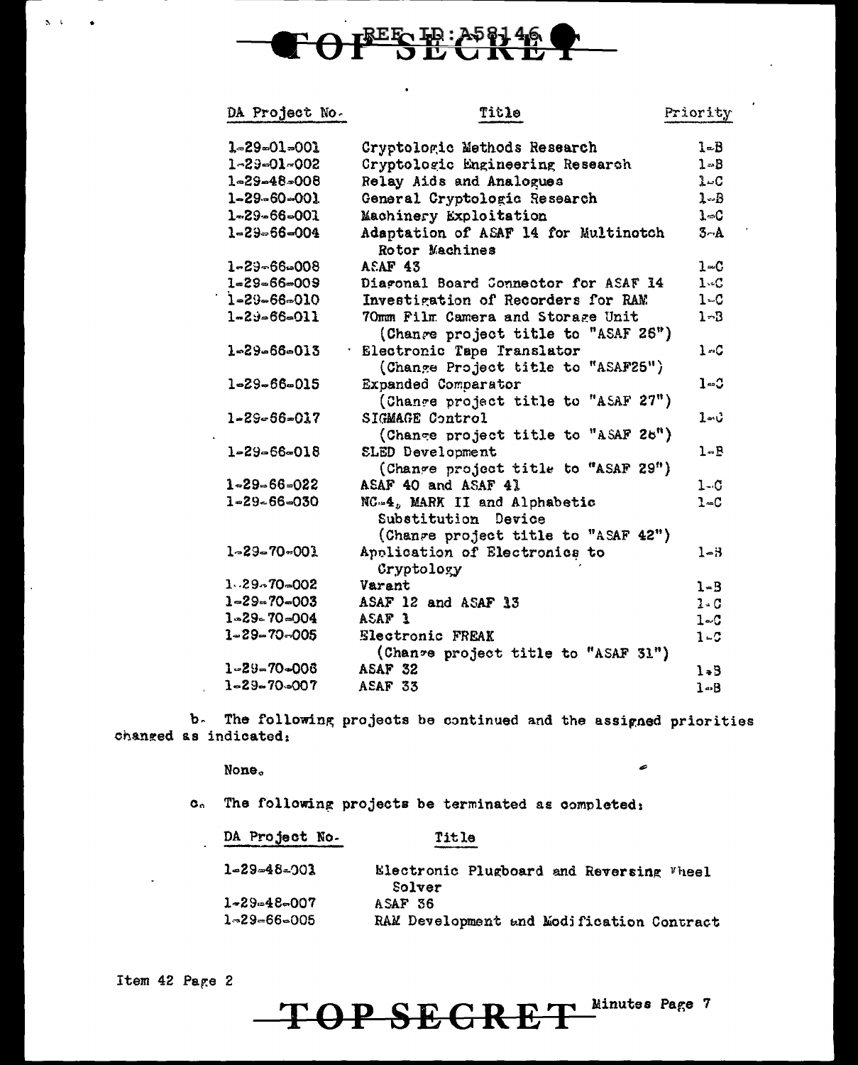TOP SECRET

| DA Project No. | Title | Priority |
|---|---|---|
| 1-29-01-001 | Cryptologic Methods Research | 1-B |
| 1-29-01-002 | Cryptologic Engineering Research | 1-B |
| 1-29-48-008 | Relay Aids and Analogues | 1-C |
| 1-29-60-001 | General Cryptologic Research | 1-B |
| 1-29-66-001 | Machinery Exploitation | 1-C |
| 1-29-66-004 | Adaptation of ASAF 14 for Multinotch Rotor Machines | 3-A |
| 1-29-66-008 | ASAF 43 | 1-C |
| 1-29-66-009 | Diagonal Board Connector for ASAF 14 | 1-C |
| 1-29-66-010 | Investigation of Recorders for RAM | 1-C |
| 1-29-66-011 | 70mm Film Camera and Storage Unit (Change project title to "ASAF 26") | 1-B |
| 1-29-66-013 | Electronic Tape Translator (Change Project title to "ASAF25") | 1-C |
| 1-29-66-015 | Expanded Comparator (Change project title to "ASAF 27") | 1-C |
| 1-29-66-017 | SIGMAGE Control (Change project title to "ASAF 28") | 1-C |
| 1-29-66-018 | SLED Development (Change project title to "ASAF 29") | 1-B |
| 1-29-66-022 | ASAF 40 and ASAF 41 | 1-C |
| 1-29-66-030 | NC-4, MARK II and Alphabetic Substitution Device (Change project title to "ASAF 42") | 1-C |
| 1-29-70-001 | Application of Electronics to Cryptology | 1-B |
| 1-29-70-002 | Varant | 1-B |
| 1-29-70-003 | ASAF 12 and ASAF 13 | 1-C |
| 1-29-70-004 | ASAF 1 | 1-C |
| 1-29-70-005 | Electronic FREAK (Change project title to "ASAF 31") | 1-C |
| 1-29-70-006 | ASAF 32 | 1-B |
| 1-29-70-007 | ASAF 33 | 1-B |

b. The following projects be continued and the assigned priorities changed as indicated:

None.

c. The following projects be terminated as completed:

| DA Project No. | Title |
|---|---|
| 1-29-48-001 | Electronic Plugboard and Reversing Wheel Solver |
| 1-29-48-007 | ASAF 36 |
| 1-29-66-005 | RAM Development and Modification Contract |

Item 42 Page 2

TOP SECRET Minutes Page 7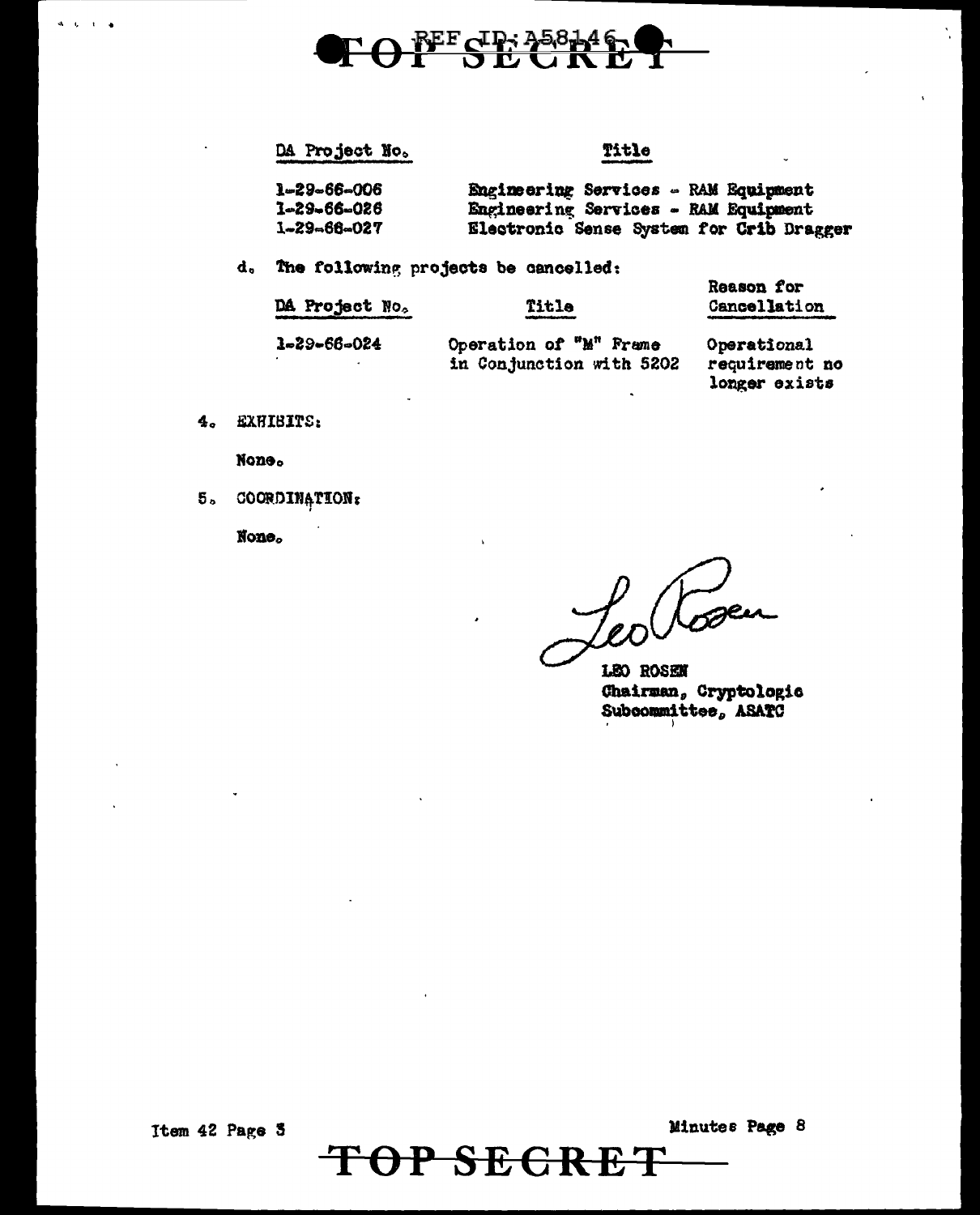| DA Project No. | Title |
|---|---|
| 1-29-66-006 | Engineering Services - RAM Equipment |
| 1-29-66-026 | Engineering Services - RAM Equipment |
| 1-29-66-027 | Electronic Sense System for Crib Dragger |

d. The following projects be cancelled:

| DA Project No. | Title | Reason for Cancellation |
|---|---|---|
| 1-29-66-024 | Operation of "M" Frame in Conjunction with 5202 | Operational requirement no longer exists |

4. EXHIBITS:

None.

5. COORDINATION:

None.

Leo Rosen

LEO ROSEN
Chairman, Cryptologic Subcommittee, ASATC

Item 42 Page 3

Minutes Page 8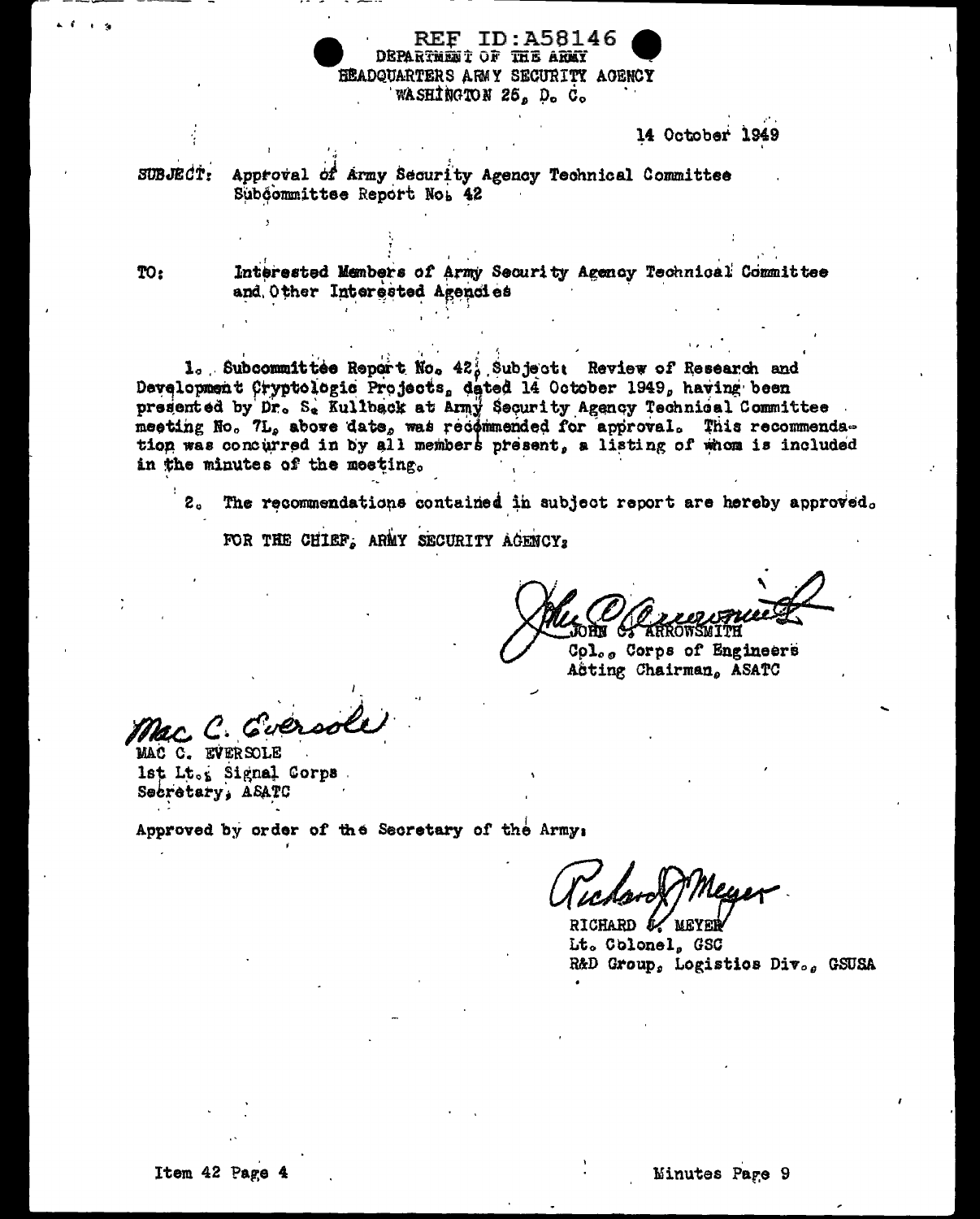REF ID:A58146

DEPARTMENT OF THE ARMY
HEADQUARTERS ARMY SECURITY AGENCY
WASHINGTON 25, D. C.

14 October 1949

SUBJECT: Approval of Army Security Agency Technical Committee Subcommittee Report No. 42

TO: Interested Members of Army Security Agency Technical Committee and Other Interested Agencies

1. Subcommittee Report No. 42, Subject: Review of Research and Development Cryptologic Projects, dated 14 October 1949, having been presented by Dr. S. Kullback at Army Security Agency Technical Committee meeting No. 7L, above date, was recommended for approval. This recommendation was concurred in by all members present, a listing of whom is included in the minutes of the meeting.

2. The recommendations contained in subject report are hereby approved.

FOR THE CHIEF, ARMY SECURITY AGENCY:

JOHN C. ARROWSMITH
Col., Corps of Engineers
Acting Chairman, ASATC

MAC C. EVERSOLE
1st Lt., Signal Corps
Secretary, ASATC

Approved by order of the Secretary of the Army:

RICHARD J. MEYER
Lt. Colonel, GSC
R&D Group, Logistics Div., GSUSA

Item 42 Page 4

Minutes Page 9